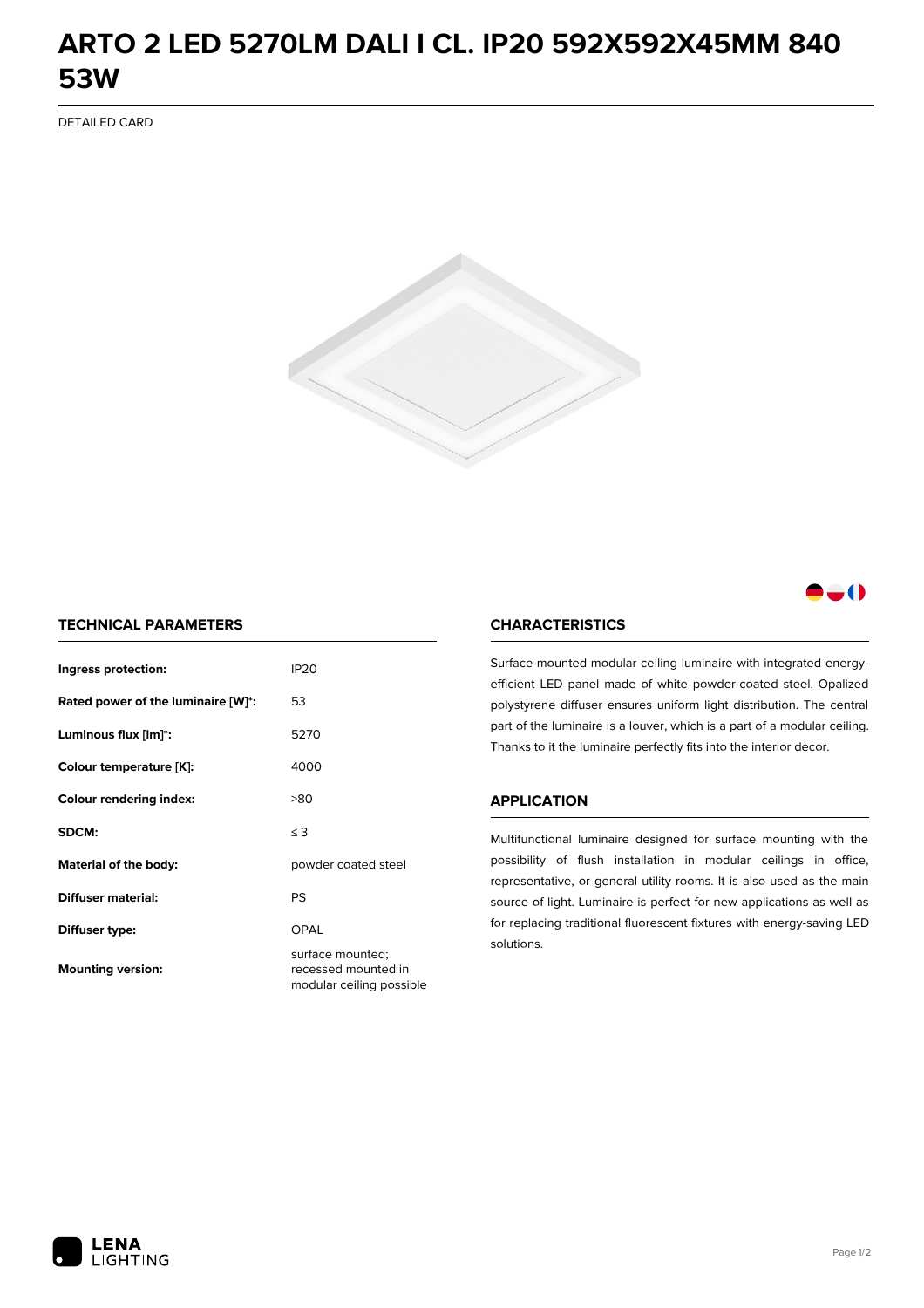# ARTO 2 LED 5270LM DALI I CL. IP20 592X592X45MM 840 53W

DETAILED CARD

## TECHNICAL PARAMETERS

| | |
|---|---|
| **Ingress protection:** | IP20 |
| **Rated power of the luminaire [W]*:** | 53 |
| **Luminous flux [lm]*:** | 5270 |
| **Colour temperature [K]:** | 4000 |
| **Colour rendering index:** | >80 |
| **SDCM:** | ≤ 3 |
| **Material of the body:** | powder coated steel |
| **Diffuser material:** | PS |
| **Diffuser type:** | OPAL |
| **Mounting version:** | surface mounted; recessed mounted in modular ceiling possible |

## CHARACTERISTICS

Surface-mounted modular ceiling luminaire with integrated energy-efficient LED panel made of white powder-coated steel. Opalized polystyrene diffuser ensures uniform light distribution. The central part of the luminaire is a louver, which is a part of a modular ceiling. Thanks to it the luminaire perfectly fits into the interior decor.

## APPLICATION

Multifunctional luminaire designed for surface mounting with the possibility of flush installation in modular ceilings in office, representative, or general utility rooms. It is also used as the main source of light. Luminaire is perfect for new applications as well as for replacing traditional fluorescent fixtures with energy-saving LED solutions.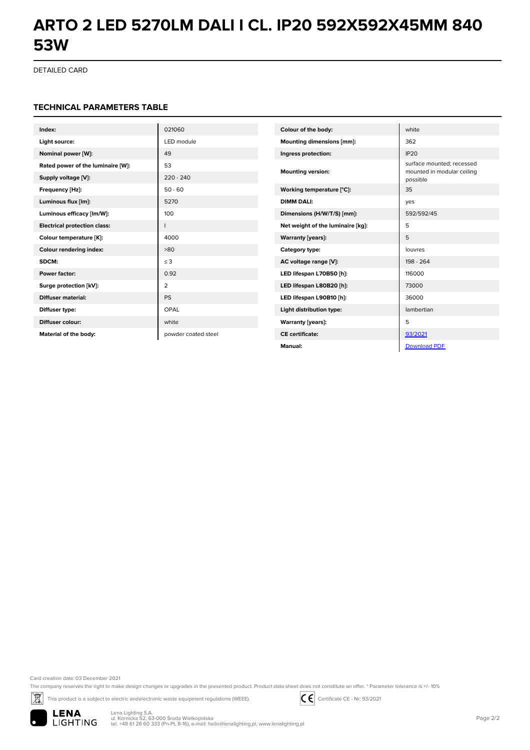# ARTO 2 LED 5270LM DALI I CL. IP20 592X592X45MM 840 53W

DETAILED CARD

### TECHNICAL PARAMETERS TABLE

| | |
|---|---|
| **Index:** | 021060 |
| **Light source:** | LED module |
| **Nominal power [W]:** | 49 |
| **Rated power of the luminaire [W]:** | 53 |
| **Supply voltage [V]:** | 220 - 240 |
| **Frequency [Hz]:** | 50 - 60 |
| **Luminous flux [lm]:** | 5270 |
| **Luminous efficacy [lm/W]:** | 100 |
| **Electrical protection class:** | I |
| **Colour temperature [K]:** | 4000 |
| **Colour rendering index:** | >80 |
| **SDCM:** | ≤ 3 |
| **Power factor:** | 0.92 |
| **Surge protection [kV]:** | 2 |
| **Diffuser material:** | PS |
| **Diffuser type:** | OPAL |
| **Diffuser colour:** | white |
| **Material of the body:** | powder coated steel |

| | |
|---|---|
| **Colour of the body:** | white |
| **Mounting dimensions [mm]:** | 362 |
| **Ingress protection:** | IP20 |
| **Mounting version:** | surface mounted; recessed mounted in modular ceiling possible |
| **Working temperature [°C]:** | 35 |
| **DIMM DALI:** | yes |
| **Dimensions (H/W/T/S) [mm]:** | 592/592/45 |
| **Net weight of the luminaire [kg]:** | 5 |
| **Warranty [years]:** | 5 |
| **Category type:** | louvres |
| **AC voltage range [V]:** | 198 - 264 |
| **LED lifespan L70B50 [h]:** | 116000 |
| **LED lifespan L80B20 [h]:** | 73000 |
| **LED lifespan L90B10 [h]:** | 36000 |
| **Light distribution type:** | lambertian |
| **Warranty [years]:** | 5 |
| **CE certificate:** | 93/2021 |
| **Manual:** | Download PDF |

Card creation date: 03 December 2021

The company reserves the right to make design changes or upgrades in the presented product. Product data sheet does not constitute an offer. * Parameter tolerance is +/- 10%

This product is a subject to electric andelectronic waste equipment regulations (WEEE).

Certificate CE - Nr: 93/2021

Lena Lighting S.A.
ul. Kórnicka 52, 63-000 Środa Wielkopolska
tel. +48 61 28 60 333 (Pn-Pt, 8-16), e-mail: hello@lenalighting.pl, www.lenalighting.pl